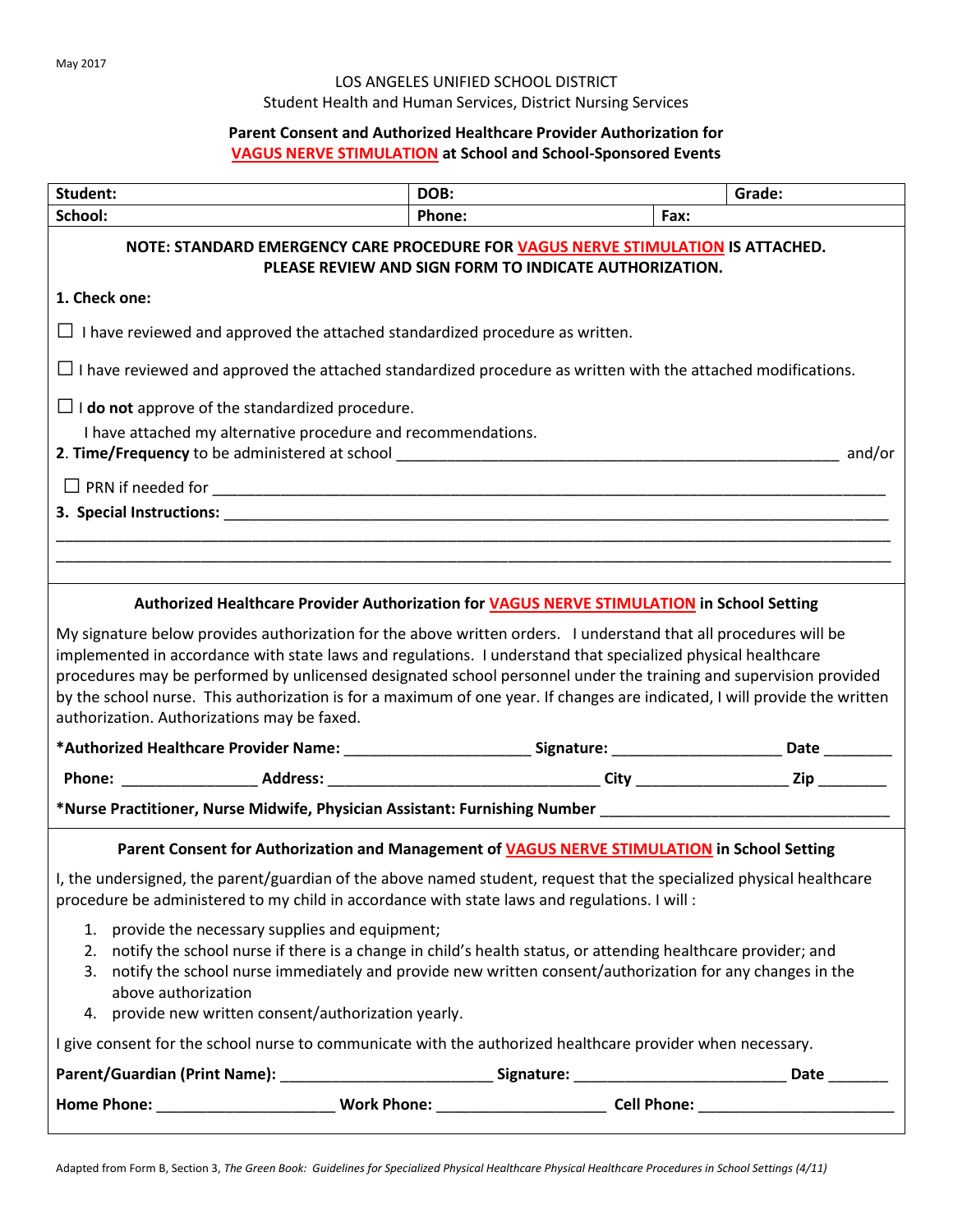May 2017

LOS ANGELES UNIFIED SCHOOL DISTRICT
Student Health and Human Services, District Nursing Services

**Parent Consent and Authorized Healthcare Provider Authorization for VAGUS NERVE STIMULATION at School and School-Sponsored Events**

| | | | |
|---|---|---|---|
| **Student:** | **DOB:** | | **Grade:** |
| **School:** | **Phone:** | **Fax:** | |

**NOTE: STANDARD EMERGENCY CARE PROCEDURE FOR VAGUS NERVE STIMULATION IS ATTACHED. PLEASE REVIEW AND SIGN FORM TO INDICATE AUTHORIZATION.**

**1. Check one:**

☐ I have reviewed and approved the attached standardized procedure as written.

☐ I have reviewed and approved the attached standardized procedure as written with the attached modifications.

☐ I **do not** approve of the standardized procedure.
I have attached my alternative procedure and recommendations.

**2. Time/Frequency** to be administered at school ______________________________________________ and/or

☐ PRN if needed for ______________________________________________________________________

**3. Special Instructions:** ____________________________________________________________________

_______________________________________________________________________________________

_______________________________________________________________________________________

**Authorized Healthcare Provider Authorization for VAGUS NERVE STIMULATION in School Setting**

My signature below provides authorization for the above written orders. I understand that all procedures will be implemented in accordance with state laws and regulations. I understand that specialized physical healthcare procedures may be performed by unlicensed designated school personnel under the training and supervision provided by the school nurse. This authorization is for a maximum of one year. If changes are indicated, I will provide the written authorization. Authorizations may be faxed.

**\*Authorized Healthcare Provider Name:** ____________________ **Signature:** __________________ **Date** ________

**Phone:** _______________ **Address:** _____________________________ **City** ________________ **Zip** ________

**\*Nurse Practitioner, Nurse Midwife, Physician Assistant: Furnishing Number** ______________________________

**Parent Consent for Authorization and Management of VAGUS NERVE STIMULATION in School Setting**

I, the undersigned, the parent/guardian of the above named student, request that the specialized physical healthcare procedure be administered to my child in accordance with state laws and regulations. I will :

1. provide the necessary supplies and equipment;
2. notify the school nurse if there is a change in child's health status, or attending healthcare provider; and
3. notify the school nurse immediately and provide new written consent/authorization for any changes in the above authorization
4. provide new written consent/authorization yearly.

I give consent for the school nurse to communicate with the authorized healthcare provider when necessary.

**Parent/Guardian (Print Name):** ______________________ **Signature:** ______________________ **Date** _______

**Home Phone:** ___________________ **Work Phone:** ___________________ **Cell Phone:** ______________________

Adapted from Form B, Section 3, *The Green Book: Guidelines for Specialized Physical Healthcare Physical Healthcare Procedures in School Settings (4/11)*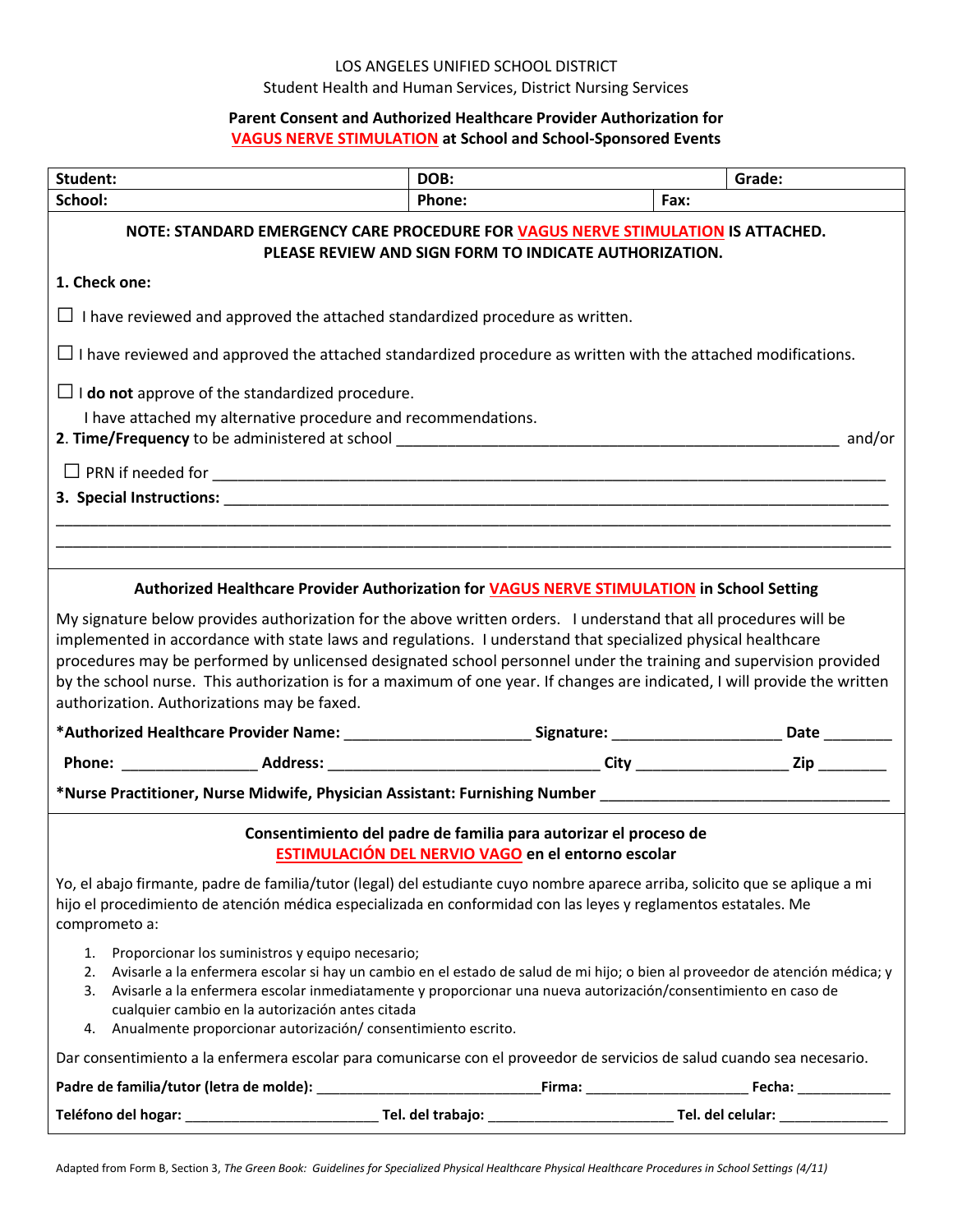LOS ANGELES UNIFIED SCHOOL DISTRICT
Student Health and Human Services, District Nursing Services

**Parent Consent and Authorized Healthcare Provider Authorization for VAGUS NERVE STIMULATION at School and School-Sponsored Events**

| **Student:** | **DOB:** | **Grade:** |
|---|---|---|
| **School:** | **Phone:** | **Fax:** |

**NOTE: STANDARD EMERGENCY CARE PROCEDURE FOR VAGUS NERVE STIMULATION IS ATTACHED. PLEASE REVIEW AND SIGN FORM TO INDICATE AUTHORIZATION.**

**1. Check one:**

☐ I have reviewed and approved the attached standardized procedure as written.

☐ I have reviewed and approved the attached standardized procedure as written with the attached modifications.

☐ I **do not** approve of the standardized procedure.
I have attached my alternative procedure and recommendations.

**2. Time/Frequency** to be administered at school _____________________________________________________ and/or

☐ PRN if needed for ________________________________________________________________________________

**3. Special Instructions:** ________________________________________________________________________________

______________________________________________________________________________________________________

______________________________________________________________________________________________________

**Authorized Healthcare Provider Authorization for VAGUS NERVE STIMULATION in School Setting**

My signature below provides authorization for the above written orders. I understand that all procedures will be implemented in accordance with state laws and regulations. I understand that specialized physical healthcare procedures may be performed by unlicensed designated school personnel under the training and supervision provided by the school nurse. This authorization is for a maximum of one year. If changes are indicated, I will provide the written authorization. Authorizations may be faxed.

***Authorized Healthcare Provider Name:** ______________________ **Signature:** ____________________ **Date** ________

**Phone:** ________________ **Address:** ________________________________ **City** __________________ **Zip** ________

***Nurse Practitioner, Nurse Midwife, Physician Assistant: Furnishing Number** __________________________________

**Consentimiento del padre de familia para autorizar el proceso de ESTIMULACIÓN DEL NERVIO VAGO en el entorno escolar**

Yo, el abajo firmante, padre de familia/tutor (legal) del estudiante cuyo nombre aparece arriba, solicito que se aplique a mi hijo el procedimiento de atención médica especializada en conformidad con las leyes y reglamentos estatales. Me comprometo a:

1. Proporcionar los suministros y equipo necesario;
2. Avisarle a la enfermera escolar si hay un cambio en el estado de salud de mi hijo; o bien al proveedor de atención médica; y
3. Avisarle a la enfermera escolar inmediatamente y proporcionar una nueva autorización/consentimiento en caso de cualquier cambio en la autorización antes citada
4. Anualmente proporcionar autorización/ consentimiento escrito.

Dar consentimiento a la enfermera escolar para comunicarse con el proveedor de servicios de salud cuando sea necesario.

**Padre de familia/tutor (letra de molde):** ____________________________ **Firma:** _____________________ **Fecha:** ____________

**Teléfono del hogar:** ________________________ **Tel. del trabajo:** _______________________ **Tel. del celular:** ______________

Adapted from Form B, Section 3, *The Green Book: Guidelines for Specialized Physical Healthcare Physical Healthcare Procedures in School Settings (4/11)*